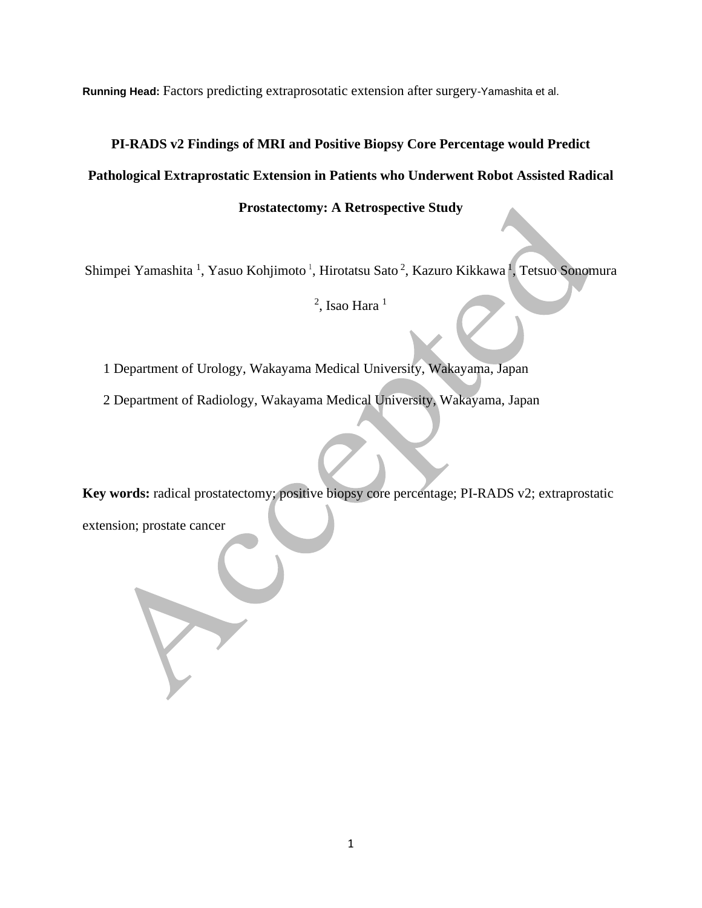**Running Head:** Factors predicting extraprosotatic extension after surgery-Yamashita et al.

# PI-RADS v2 Findings of MRI and Positive Biopsy Core Percentage would Predict Pathological Extraprostatic Extension in Patients who Underwent Robot Assisted Radical Prostatectomy: A Retrospective Study

Shimpei Yamashita [1], Yasuo Kohjimoto [1], Hirotatsu Sato [2], Kazuro Kikkawa [1], Tetsuo Sonomura [2], Isao Hara [1]

1 Department of Urology, Wakayama Medical University, Wakayama, Japan

2 Department of Radiology, Wakayama Medical University, Wakayama, Japan

**Key words:** radical prostatectomy; positive biopsy core percentage; PI-RADS v2; extraprostatic extension; prostate cancer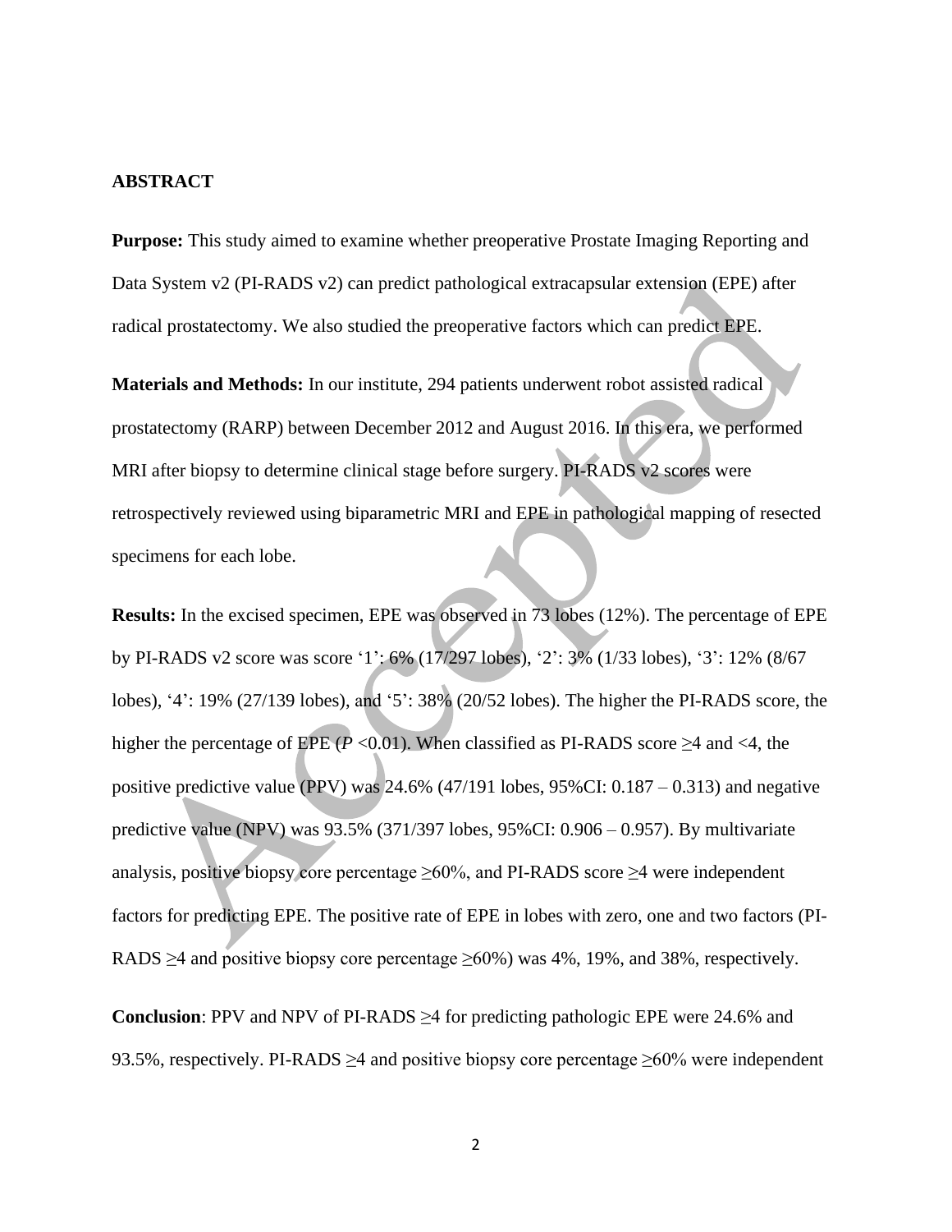## ABSTRACT

**Purpose:** This study aimed to examine whether preoperative Prostate Imaging Reporting and Data System v2 (PI-RADS v2) can predict pathological extracapsular extension (EPE) after radical prostatectomy. We also studied the preoperative factors which can predict EPE.

**Materials and Methods:** In our institute, 294 patients underwent robot assisted radical prostatectomy (RARP) between December 2012 and August 2016. In this era, we performed MRI after biopsy to determine clinical stage before surgery. PI-RADS v2 scores were retrospectively reviewed using biparametric MRI and EPE in pathological mapping of resected specimens for each lobe.

**Results:** In the excised specimen, EPE was observed in 73 lobes (12%). The percentage of EPE by PI-RADS v2 score was score '1': 6% (17/297 lobes), '2': 3% (1/33 lobes), '3': 12% (8/67 lobes), '4': 19% (27/139 lobes), and '5': 38% (20/52 lobes). The higher the PI-RADS score, the higher the percentage of EPE (*P* <0.01). When classified as PI-RADS score ≥4 and <4, the positive predictive value (PPV) was 24.6% (47/191 lobes, 95%CI: 0.187 – 0.313) and negative predictive value (NPV) was 93.5% (371/397 lobes, 95%CI: 0.906 – 0.957). By multivariate analysis, positive biopsy core percentage ≥60%, and PI-RADS score ≥4 were independent factors for predicting EPE. The positive rate of EPE in lobes with zero, one and two factors (PI-RADS ≥4 and positive biopsy core percentage ≥60%) was 4%, 19%, and 38%, respectively.

**Conclusion**: PPV and NPV of PI-RADS ≥4 for predicting pathologic EPE were 24.6% and 93.5%, respectively. PI-RADS ≥4 and positive biopsy core percentage ≥60% were independent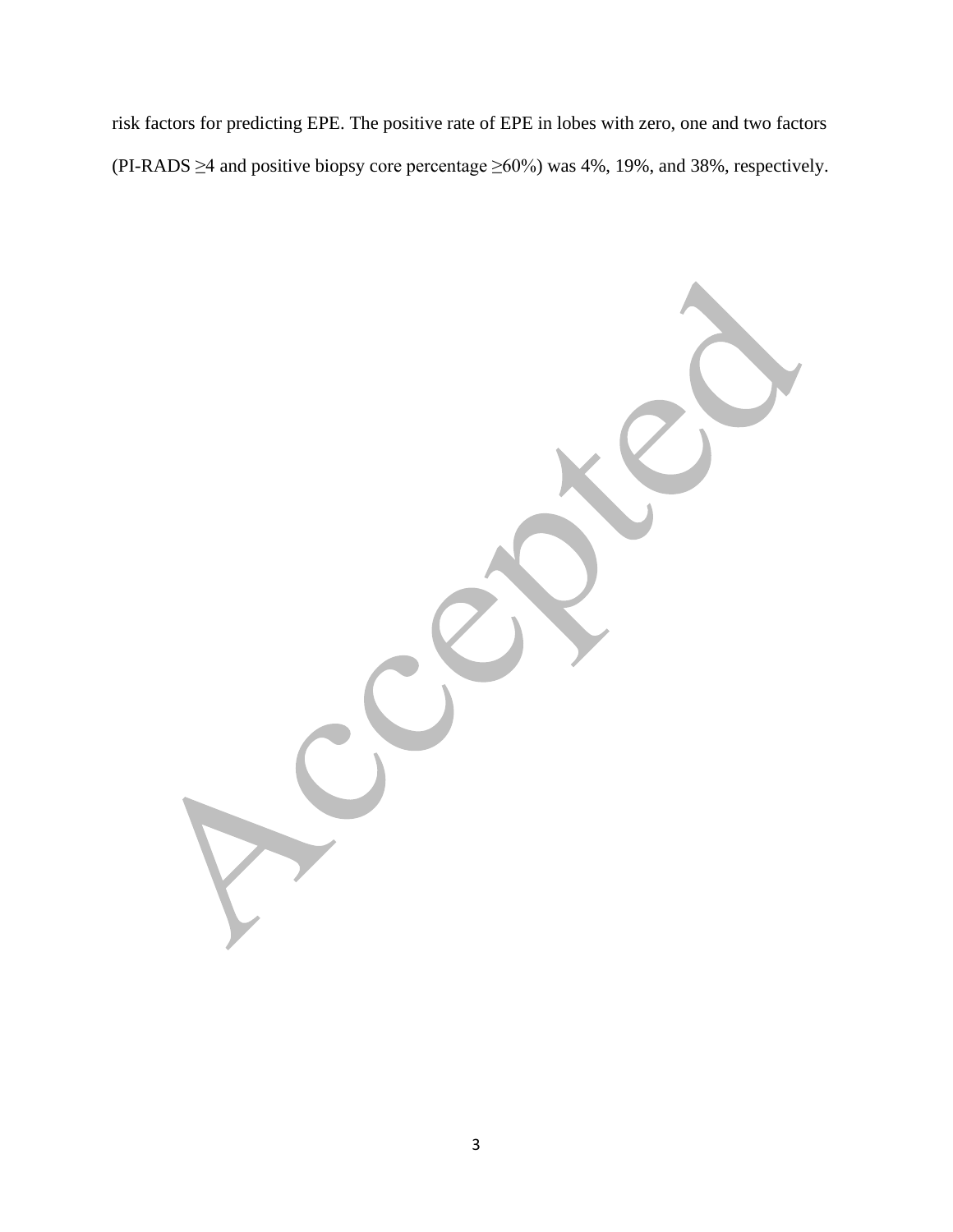risk factors for predicting EPE. The positive rate of EPE in lobes with zero, one and two factors (PI-RADS ≥4 and positive biopsy core percentage ≥60%) was 4%, 19%, and 38%, respectively.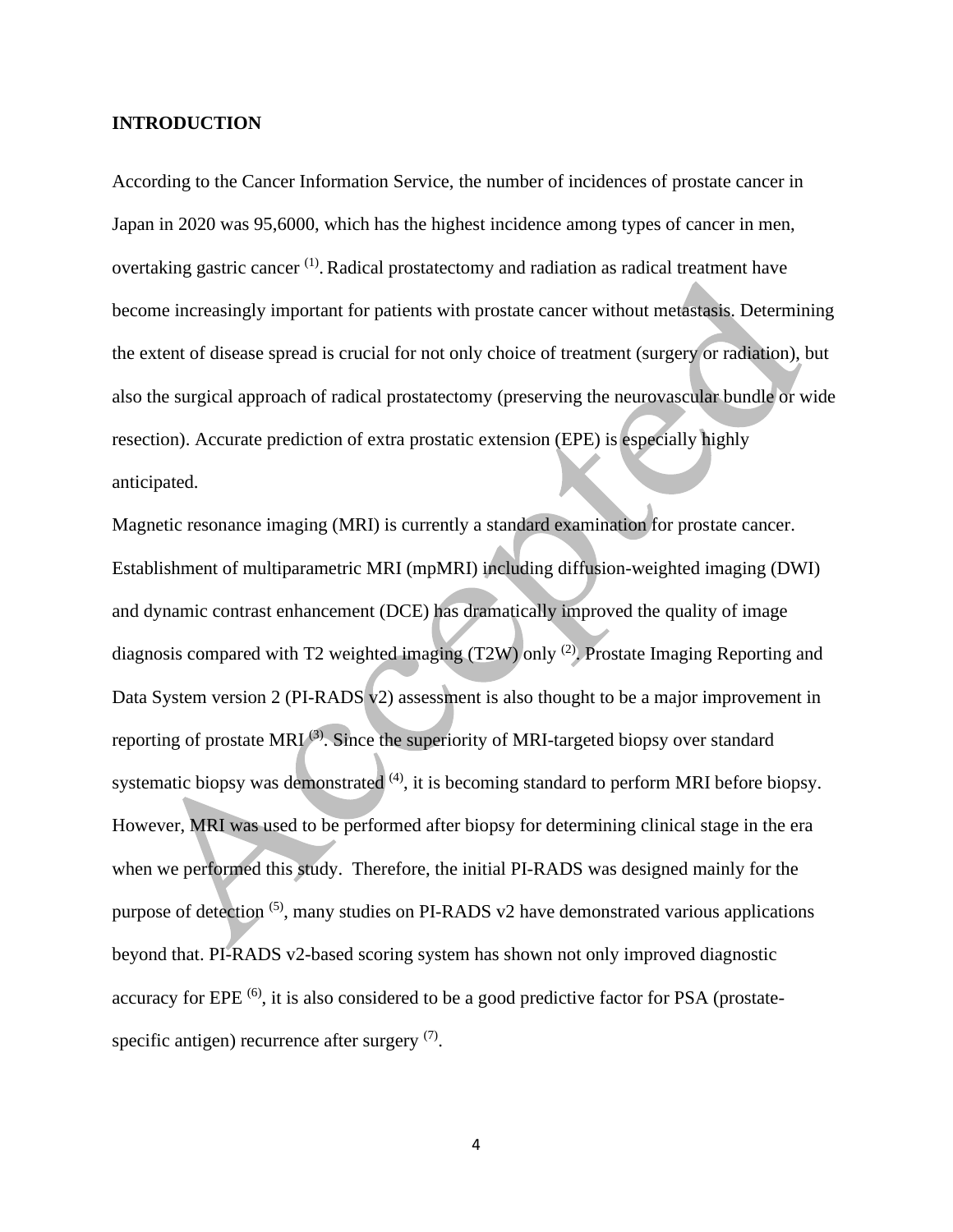## INTRODUCTION

According to the Cancer Information Service, the number of incidences of prostate cancer in Japan in 2020 was 95,6000, which has the highest incidence among types of cancer in men, overtaking gastric cancer [1]. Radical prostatectomy and radiation as radical treatment have become increasingly important for patients with prostate cancer without metastasis. Determining the extent of disease spread is crucial for not only choice of treatment (surgery or radiation), but also the surgical approach of radical prostatectomy (preserving the neurovascular bundle or wide resection). Accurate prediction of extra prostatic extension (EPE) is especially highly anticipated.

Magnetic resonance imaging (MRI) is currently a standard examination for prostate cancer. Establishment of multiparametric MRI (mpMRI) including diffusion-weighted imaging (DWI) and dynamic contrast enhancement (DCE) has dramatically improved the quality of image diagnosis compared with T2 weighted imaging (T2W) only [2]. Prostate Imaging Reporting and Data System version 2 (PI-RADS v2) assessment is also thought to be a major improvement in reporting of prostate MRI [3]. Since the superiority of MRI-targeted biopsy over standard systematic biopsy was demonstrated [4], it is becoming standard to perform MRI before biopsy. However, MRI was used to be performed after biopsy for determining clinical stage in the era when we performed this study. Therefore, the initial PI-RADS was designed mainly for the purpose of detection [5], many studies on PI-RADS v2 have demonstrated various applications beyond that. PI-RADS v2-based scoring system has shown not only improved diagnostic accuracy for EPE [6], it is also considered to be a good predictive factor for PSA (prostate-specific antigen) recurrence after surgery [7].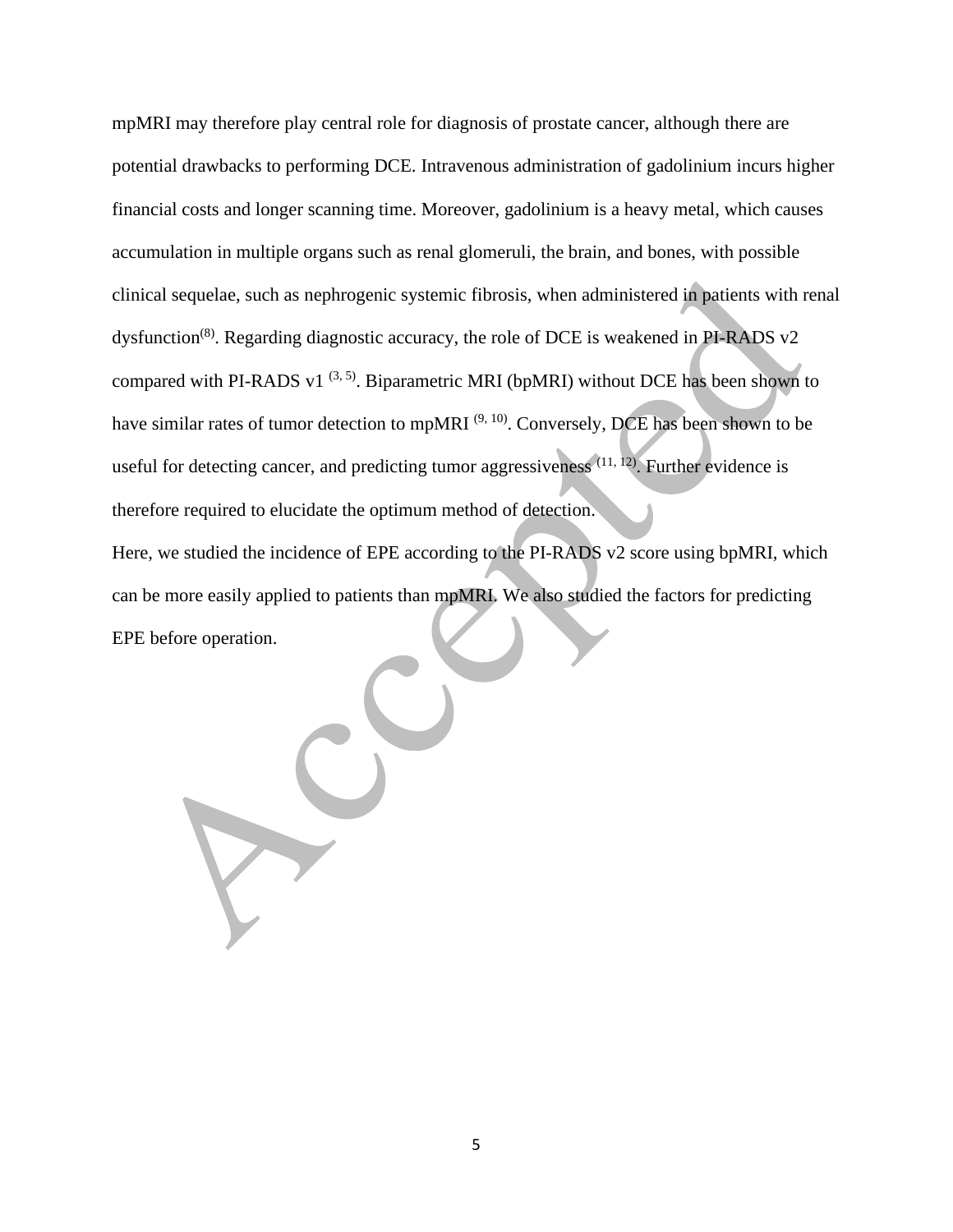mpMRI may therefore play central role for diagnosis of prostate cancer, although there are potential drawbacks to performing DCE. Intravenous administration of gadolinium incurs higher financial costs and longer scanning time. Moreover, gadolinium is a heavy metal, which causes accumulation in multiple organs such as renal glomeruli, the brain, and bones, with possible clinical sequelae, such as nephrogenic systemic fibrosis, when administered in patients with renal dysfunction[8]. Regarding diagnostic accuracy, the role of DCE is weakened in PI-RADS v2 compared with PI-RADS v1 [3, 5]. Biparametric MRI (bpMRI) without DCE has been shown to have similar rates of tumor detection to mpMRI [9, 10]. Conversely, DCE has been shown to be useful for detecting cancer, and predicting tumor aggressiveness [11, 12]. Further evidence is therefore required to elucidate the optimum method of detection.

Here, we studied the incidence of EPE according to the PI-RADS v2 score using bpMRI, which can be more easily applied to patients than mpMRI. We also studied the factors for predicting EPE before operation.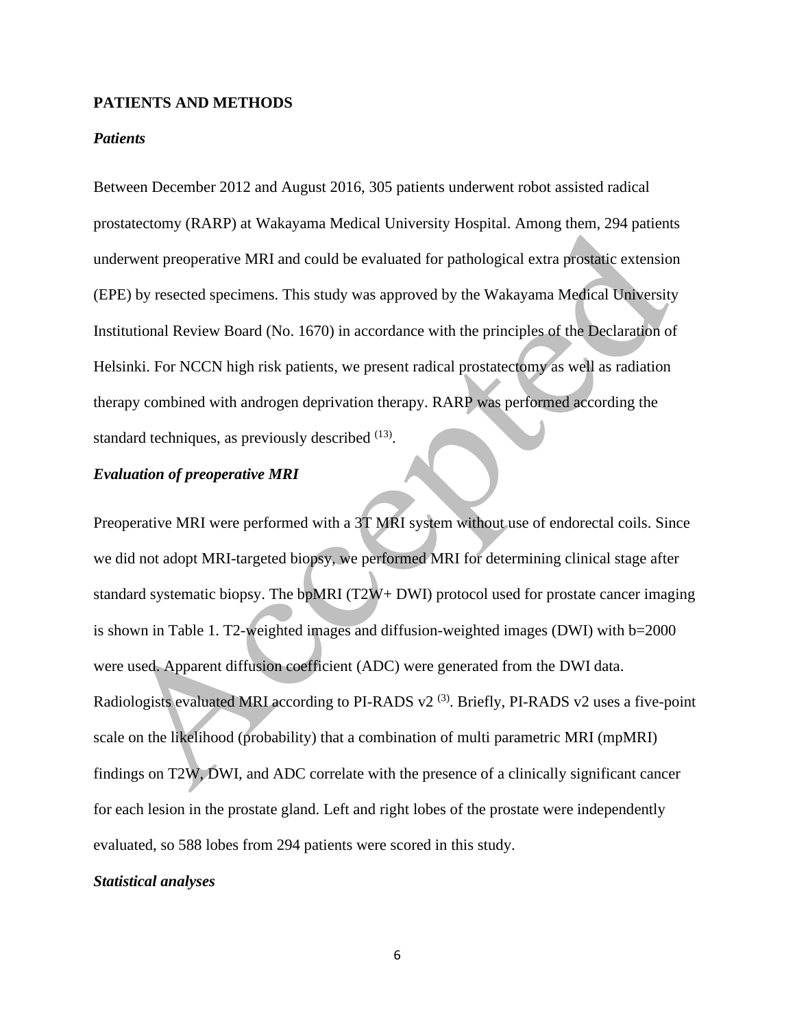## PATIENTS AND METHODS

### *Patients*

Between December 2012 and August 2016, 305 patients underwent robot assisted radical prostatectomy (RARP) at Wakayama Medical University Hospital. Among them, 294 patients underwent preoperative MRI and could be evaluated for pathological extra prostatic extension (EPE) by resected specimens. This study was approved by the Wakayama Medical University Institutional Review Board (No. 1670) in accordance with the principles of the Declaration of Helsinki. For NCCN high risk patients, we present radical prostatectomy as well as radiation therapy combined with androgen deprivation therapy. RARP was performed according the standard techniques, as previously described [13].

### *Evaluation of preoperative MRI*

Preoperative MRI were performed with a 3T MRI system without use of endorectal coils. Since we did not adopt MRI-targeted biopsy, we performed MRI for determining clinical stage after standard systematic biopsy. The bpMRI (T2W+ DWI) protocol used for prostate cancer imaging is shown in Table 1. T2-weighted images and diffusion-weighted images (DWI) with b=2000 were used. Apparent diffusion coefficient (ADC) were generated from the DWI data. Radiologists evaluated MRI according to PI-RADS v2 [3]. Briefly, PI-RADS v2 uses a five-point scale on the likelihood (probability) that a combination of multi parametric MRI (mpMRI) findings on T2W, DWI, and ADC correlate with the presence of a clinically significant cancer for each lesion in the prostate gland. Left and right lobes of the prostate were independently evaluated, so 588 lobes from 294 patients were scored in this study.

### *Statistical analyses*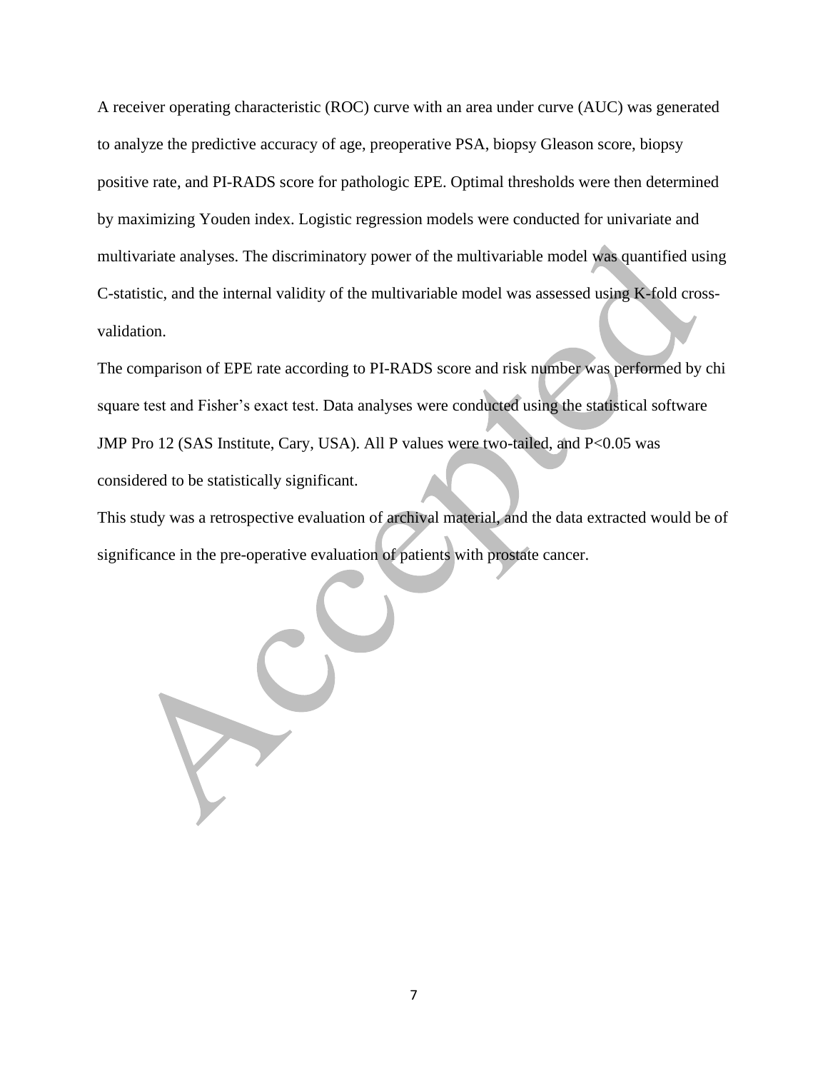A receiver operating characteristic (ROC) curve with an area under curve (AUC) was generated to analyze the predictive accuracy of age, preoperative PSA, biopsy Gleason score, biopsy positive rate, and PI-RADS score for pathologic EPE. Optimal thresholds were then determined by maximizing Youden index. Logistic regression models were conducted for univariate and multivariate analyses. The discriminatory power of the multivariable model was quantified using C-statistic, and the internal validity of the multivariable model was assessed using K-fold cross-validation.

The comparison of EPE rate according to PI-RADS score and risk number was performed by chi square test and Fisher's exact test. Data analyses were conducted using the statistical software JMP Pro 12 (SAS Institute, Cary, USA). All P values were two-tailed, and $P<0.05$ was considered to be statistically significant.

This study was a retrospective evaluation of archival material, and the data extracted would be of significance in the pre-operative evaluation of patients with prostate cancer.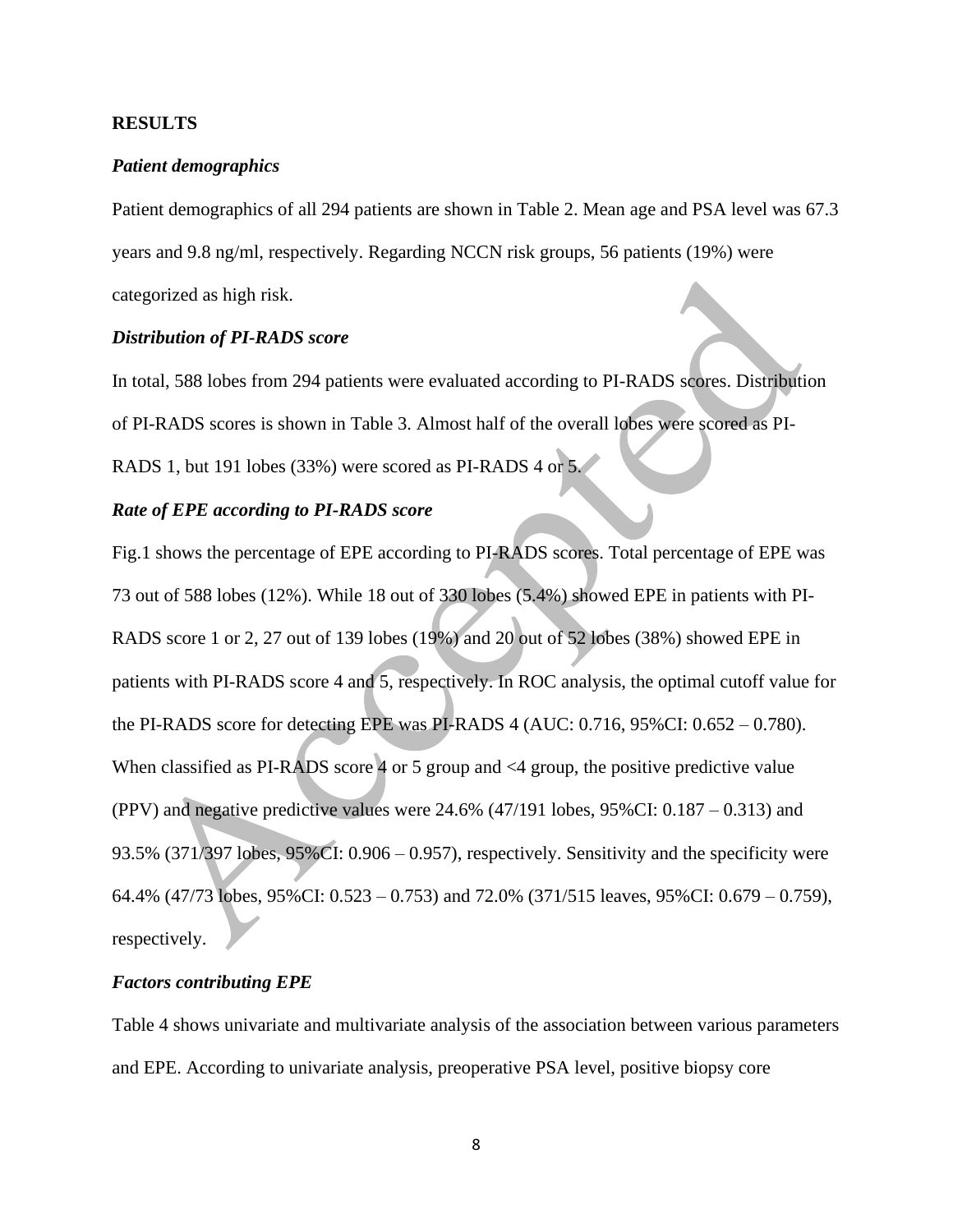## RESULTS

### *Patient demographics*

Patient demographics of all 294 patients are shown in Table 2. Mean age and PSA level was 67.3 years and 9.8 ng/ml, respectively. Regarding NCCN risk groups, 56 patients (19%) were categorized as high risk.

### *Distribution of PI-RADS score*

In total, 588 lobes from 294 patients were evaluated according to PI-RADS scores. Distribution of PI-RADS scores is shown in Table 3. Almost half of the overall lobes were scored as PI-RADS 1, but 191 lobes (33%) were scored as PI-RADS 4 or 5.

### *Rate of EPE according to PI-RADS score*

Fig.1 shows the percentage of EPE according to PI-RADS scores. Total percentage of EPE was 73 out of 588 lobes (12%). While 18 out of 330 lobes (5.4%) showed EPE in patients with PI-RADS score 1 or 2, 27 out of 139 lobes (19%) and 20 out of 52 lobes (38%) showed EPE in patients with PI-RADS score 4 and 5, respectively. In ROC analysis, the optimal cutoff value for the PI-RADS score for detecting EPE was PI-RADS 4 (AUC: 0.716, 95%CI: 0.652 – 0.780). When classified as PI-RADS score 4 or 5 group and <4 group, the positive predictive value (PPV) and negative predictive values were 24.6% (47/191 lobes, 95%CI: 0.187 – 0.313) and 93.5% (371/397 lobes, 95%CI: 0.906 – 0.957), respectively. Sensitivity and the specificity were 64.4% (47/73 lobes, 95%CI: 0.523 – 0.753) and 72.0% (371/515 leaves, 95%CI: 0.679 – 0.759), respectively.

### *Factors contributing EPE*

Table 4 shows univariate and multivariate analysis of the association between various parameters and EPE. According to univariate analysis, preoperative PSA level, positive biopsy core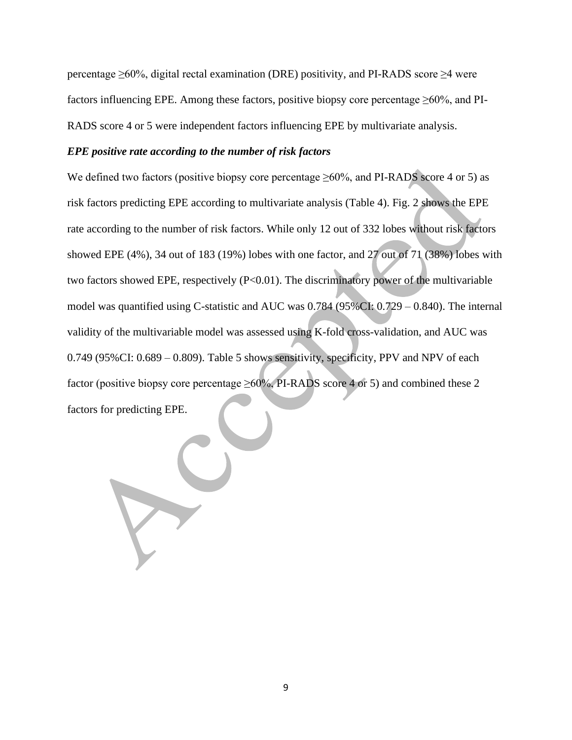percentage ≥60%, digital rectal examination (DRE) positivity, and PI-RADS score ≥4 were factors influencing EPE. Among these factors, positive biopsy core percentage ≥60%, and PI-RADS score 4 or 5 were independent factors influencing EPE by multivariate analysis.

***EPE positive rate according to the number of risk factors***

We defined two factors (positive biopsy core percentage ≥60%, and PI-RADS score 4 or 5) as risk factors predicting EPE according to multivariate analysis (Table 4). Fig. 2 shows the EPE rate according to the number of risk factors. While only 12 out of 332 lobes without risk factors showed EPE (4%), 34 out of 183 (19%) lobes with one factor, and 27 out of 71 (38%) lobes with two factors showed EPE, respectively ($P<0.01$). The discriminatory power of the multivariable model was quantified using C-statistic and AUC was 0.784 (95%CI: 0.729 – 0.840). The internal validity of the multivariable model was assessed using K-fold cross-validation, and AUC was 0.749 (95%CI: 0.689 – 0.809). Table 5 shows sensitivity, specificity, PPV and NPV of each factor (positive biopsy core percentage ≥60%, PI-RADS score 4 or 5) and combined these 2 factors for predicting EPE.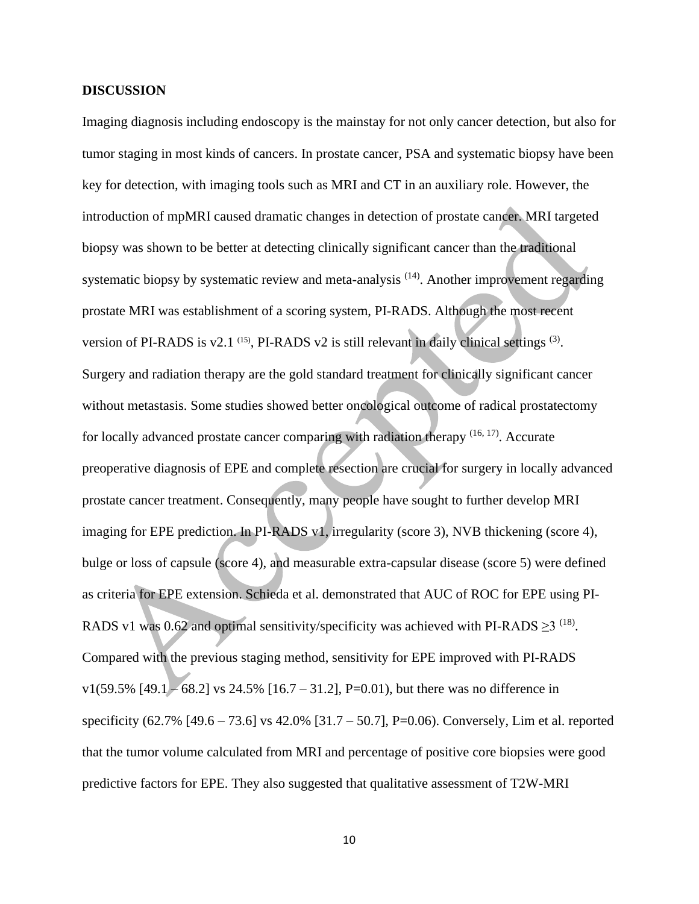## DISCUSSION

Imaging diagnosis including endoscopy is the mainstay for not only cancer detection, but also for tumor staging in most kinds of cancers. In prostate cancer, PSA and systematic biopsy have been key for detection, with imaging tools such as MRI and CT in an auxiliary role. However, the introduction of mpMRI caused dramatic changes in detection of prostate cancer. MRI targeted biopsy was shown to be better at detecting clinically significant cancer than the traditional systematic biopsy by systematic review and meta-analysis [14]. Another improvement regarding prostate MRI was establishment of a scoring system, PI-RADS. Although the most recent version of PI-RADS is v2.1 [15], PI-RADS v2 is still relevant in daily clinical settings [3]. Surgery and radiation therapy are the gold standard treatment for clinically significant cancer without metastasis. Some studies showed better oncological outcome of radical prostatectomy for locally advanced prostate cancer comparing with radiation therapy [16, 17]. Accurate preoperative diagnosis of EPE and complete resection are crucial for surgery in locally advanced prostate cancer treatment. Consequently, many people have sought to further develop MRI imaging for EPE prediction. In PI-RADS v1, irregularity (score 3), NVB thickening (score 4), bulge or loss of capsule (score 4), and measurable extra-capsular disease (score 5) were defined as criteria for EPE extension. Schieda et al. demonstrated that AUC of ROC for EPE using PI-RADS v1 was 0.62 and optimal sensitivity/specificity was achieved with PI-RADS ≥3 [18]. Compared with the previous staging method, sensitivity for EPE improved with PI-RADS v1(59.5% [49.1 – 68.2] vs 24.5% [16.7 – 31.2], P=0.01), but there was no difference in specificity (62.7% [49.6 – 73.6] vs 42.0% [31.7 – 50.7], P=0.06). Conversely, Lim et al. reported that the tumor volume calculated from MRI and percentage of positive core biopsies were good predictive factors for EPE. They also suggested that qualitative assessment of T2W-MRI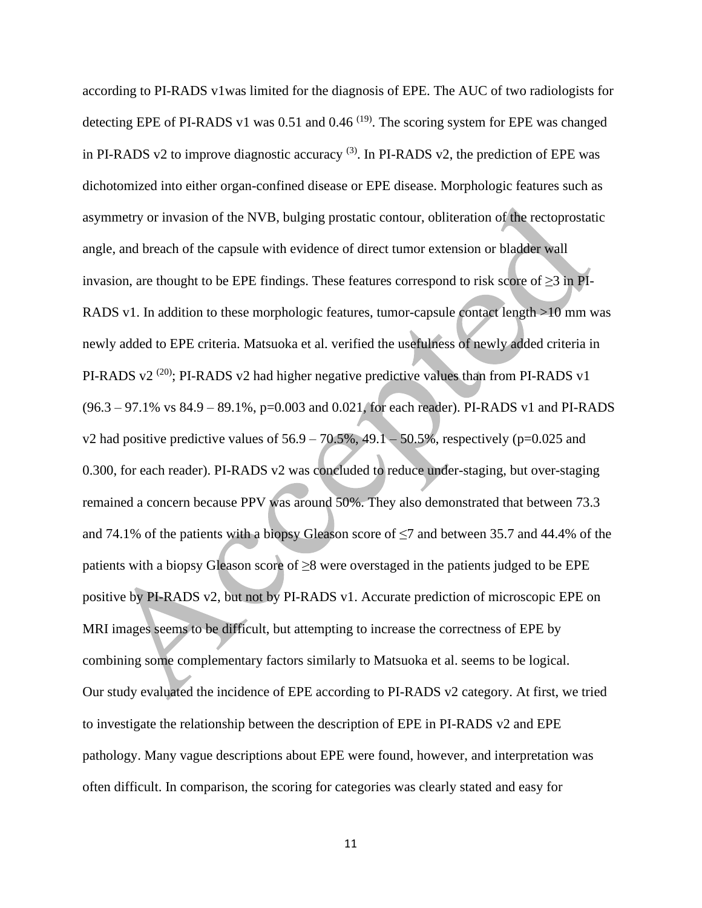according to PI-RADS v1was limited for the diagnosis of EPE. The AUC of two radiologists for detecting EPE of PI-RADS v1 was 0.51 and 0.46 [19]. The scoring system for EPE was changed in PI-RADS v2 to improve diagnostic accuracy [3]. In PI-RADS v2, the prediction of EPE was dichotomized into either organ-confined disease or EPE disease. Morphologic features such as asymmetry or invasion of the NVB, bulging prostatic contour, obliteration of the rectoprostatic angle, and breach of the capsule with evidence of direct tumor extension or bladder wall invasion, are thought to be EPE findings. These features correspond to risk score of ≥3 in PI-RADS v1. In addition to these morphologic features, tumor-capsule contact length >10 mm was newly added to EPE criteria. Matsuoka et al. verified the usefulness of newly added criteria in PI-RADS v2 [20]; PI-RADS v2 had higher negative predictive values than from PI-RADS v1 (96.3 – 97.1% vs 84.9 – 89.1%, p=0.003 and 0.021, for each reader). PI-RADS v1 and PI-RADS v2 had positive predictive values of 56.9 – 70.5%, 49.1 – 50.5%, respectively (p=0.025 and 0.300, for each reader). PI-RADS v2 was concluded to reduce under-staging, but over-staging remained a concern because PPV was around 50%. They also demonstrated that between 73.3 and 74.1% of the patients with a biopsy Gleason score of ≤7 and between 35.7 and 44.4% of the patients with a biopsy Gleason score of ≥8 were overstaged in the patients judged to be EPE positive by PI-RADS v2, but not by PI-RADS v1. Accurate prediction of microscopic EPE on MRI images seems to be difficult, but attempting to increase the correctness of EPE by combining some complementary factors similarly to Matsuoka et al. seems to be logical.

Our study evaluated the incidence of EPE according to PI-RADS v2 category. At first, we tried to investigate the relationship between the description of EPE in PI-RADS v2 and EPE pathology. Many vague descriptions about EPE were found, however, and interpretation was often difficult. In comparison, the scoring for categories was clearly stated and easy for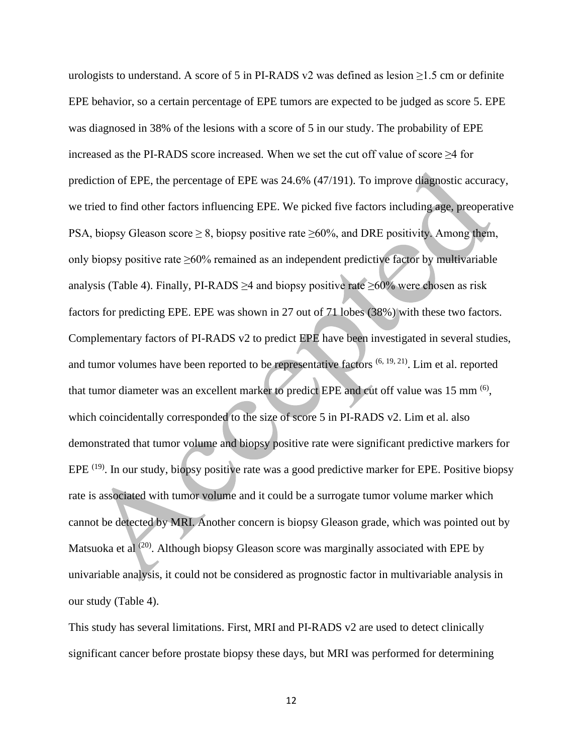urologists to understand. A score of 5 in PI-RADS v2 was defined as lesion ≥1.5 cm or definite EPE behavior, so a certain percentage of EPE tumors are expected to be judged as score 5. EPE was diagnosed in 38% of the lesions with a score of 5 in our study. The probability of EPE increased as the PI-RADS score increased. When we set the cut off value of score ≥4 for prediction of EPE, the percentage of EPE was 24.6% (47/191). To improve diagnostic accuracy, we tried to find other factors influencing EPE. We picked five factors including age, preoperative PSA, biopsy Gleason score ≥ 8, biopsy positive rate ≥60%, and DRE positivity. Among them, only biopsy positive rate ≥60% remained as an independent predictive factor by multivariable analysis (Table 4). Finally, PI-RADS ≥4 and biopsy positive rate ≥60% were chosen as risk factors for predicting EPE. EPE was shown in 27 out of 71 lobes (38%) with these two factors. Complementary factors of PI-RADS v2 to predict EPE have been investigated in several studies, and tumor volumes have been reported to be representative factors [6, 19, 21]. Lim et al. reported that tumor diameter was an excellent marker to predict EPE and cut off value was 15 mm [6], which coincidentally corresponded to the size of score 5 in PI-RADS v2. Lim et al. also demonstrated that tumor volume and biopsy positive rate were significant predictive markers for EPE [19]. In our study, biopsy positive rate was a good predictive marker for EPE. Positive biopsy rate is associated with tumor volume and it could be a surrogate tumor volume marker which cannot be detected by MRI. Another concern is biopsy Gleason grade, which was pointed out by Matsuoka et al [20]. Although biopsy Gleason score was marginally associated with EPE by univariable analysis, it could not be considered as prognostic factor in multivariable analysis in our study (Table 4).

This study has several limitations. First, MRI and PI-RADS v2 are used to detect clinically significant cancer before prostate biopsy these days, but MRI was performed for determining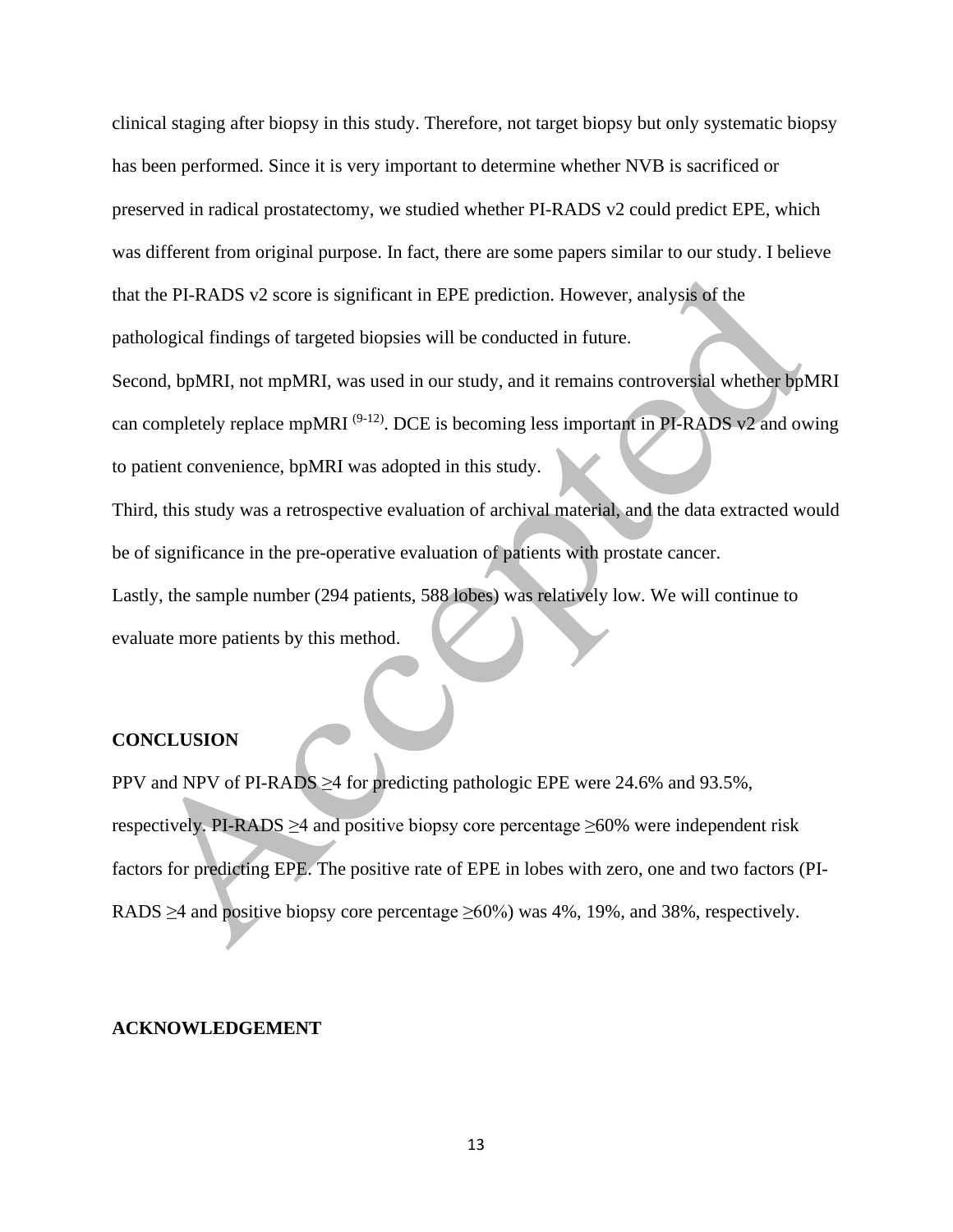clinical staging after biopsy in this study. Therefore, not target biopsy but only systematic biopsy has been performed. Since it is very important to determine whether NVB is sacrificed or preserved in radical prostatectomy, we studied whether PI-RADS v2 could predict EPE, which was different from original purpose. In fact, there are some papers similar to our study. I believe that the PI-RADS v2 score is significant in EPE prediction. However, analysis of the pathological findings of targeted biopsies will be conducted in future.

Second, bpMRI, not mpMRI, was used in our study, and it remains controversial whether bpMRI can completely replace mpMRI [9-12]. DCE is becoming less important in PI-RADS v2 and owing to patient convenience, bpMRI was adopted in this study.

Third, this study was a retrospective evaluation of archival material, and the data extracted would be of significance in the pre-operative evaluation of patients with prostate cancer.

Lastly, the sample number (294 patients, 588 lobes) was relatively low. We will continue to evaluate more patients by this method.

## CONCLUSION

PPV and NPV of PI-RADS ≥4 for predicting pathologic EPE were 24.6% and 93.5%, respectively. PI-RADS ≥4 and positive biopsy core percentage ≥60% were independent risk factors for predicting EPE. The positive rate of EPE in lobes with zero, one and two factors (PI-RADS ≥4 and positive biopsy core percentage ≥60%) was 4%, 19%, and 38%, respectively.

## ACKNOWLEDGEMENT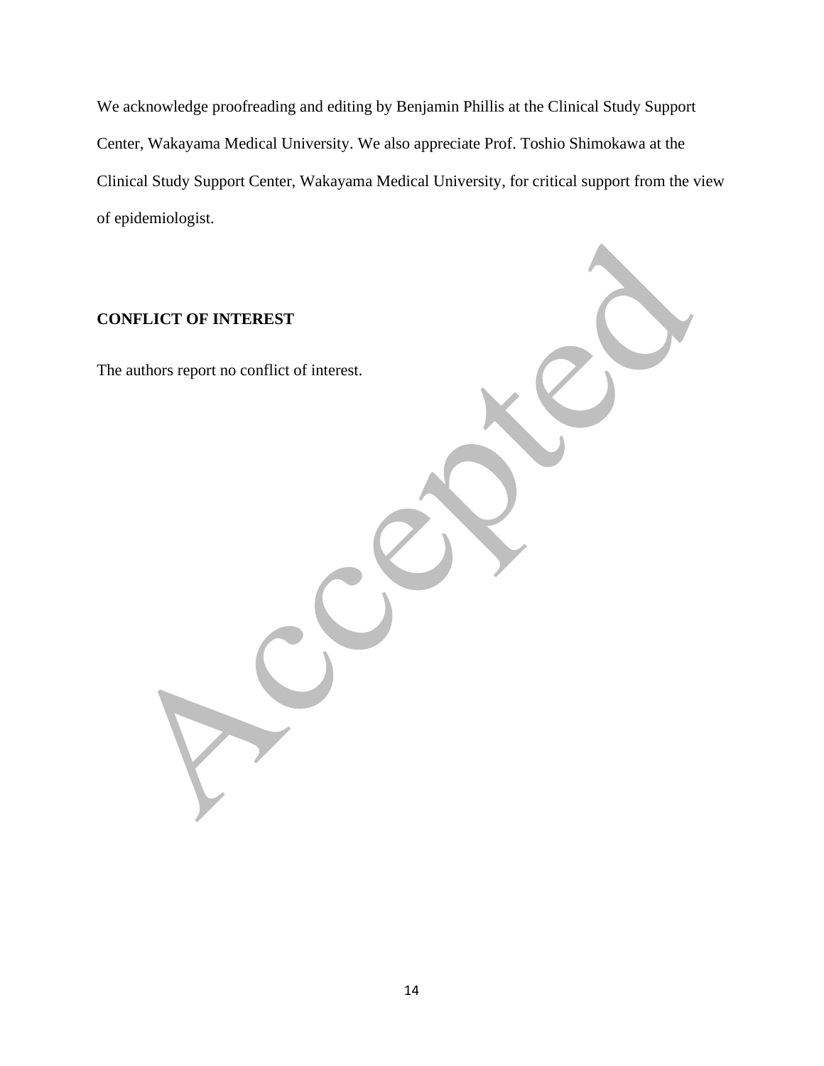We acknowledge proofreading and editing by Benjamin Phillis at the Clinical Study Support Center, Wakayama Medical University. We also appreciate Prof. Toshio Shimokawa at the Clinical Study Support Center, Wakayama Medical University, for critical support from the view of epidemiologist.

## CONFLICT OF INTEREST

The authors report no conflict of interest.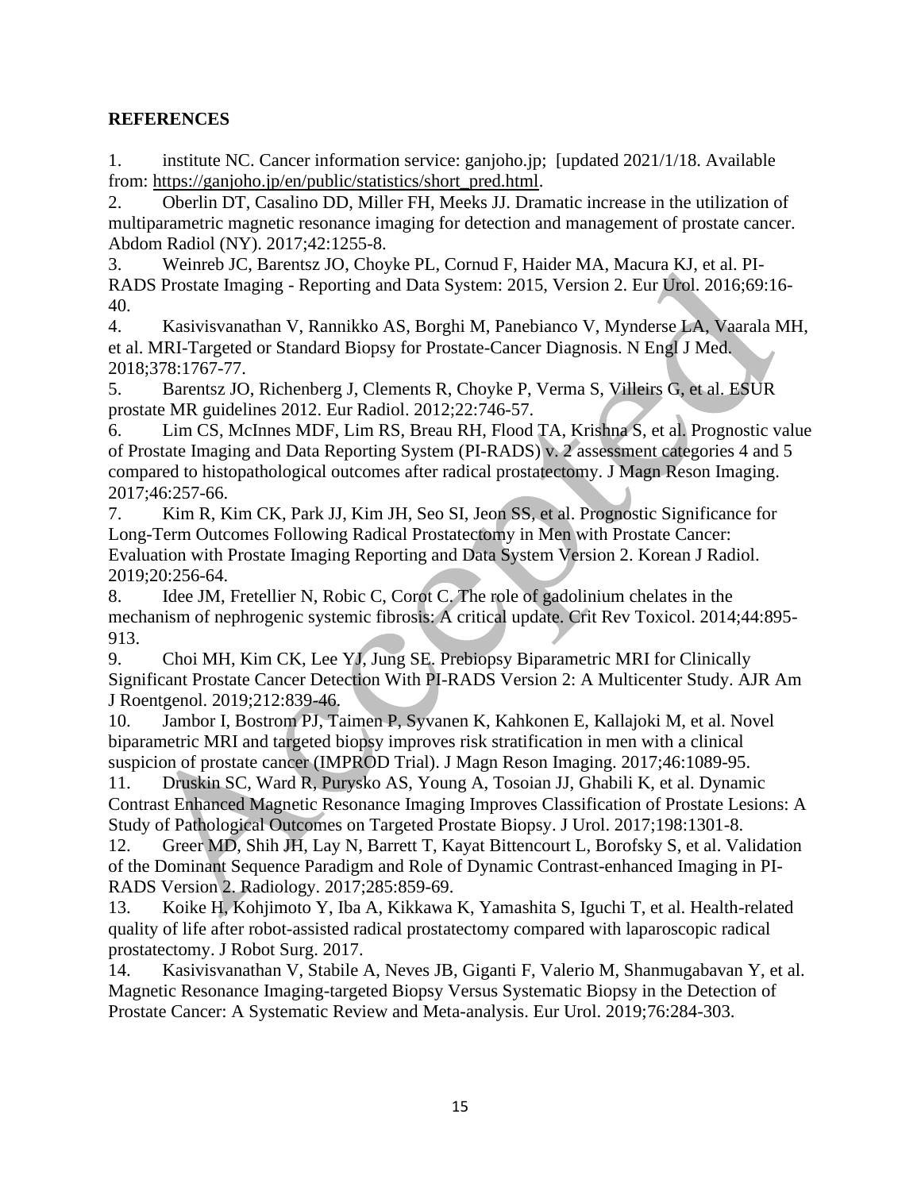## REFERENCES

1. institute NC. Cancer information service: ganjoho.jp; [updated 2021/1/18. Available from: https://ganjoho.jp/en/public/statistics/short_pred.html.
2. Oberlin DT, Casalino DD, Miller FH, Meeks JJ. Dramatic increase in the utilization of multiparametric magnetic resonance imaging for detection and management of prostate cancer. Abdom Radiol (NY). 2017;42:1255-8.
3. Weinreb JC, Barentsz JO, Choyke PL, Cornud F, Haider MA, Macura KJ, et al. PI-RADS Prostate Imaging - Reporting and Data System: 2015, Version 2. Eur Urol. 2016;69:16-40.
4. Kasivisvanathan V, Rannikko AS, Borghi M, Panebianco V, Mynderse LA, Vaarala MH, et al. MRI-Targeted or Standard Biopsy for Prostate-Cancer Diagnosis. N Engl J Med. 2018;378:1767-77.
5. Barentsz JO, Richenberg J, Clements R, Choyke P, Verma S, Villeirs G, et al. ESUR prostate MR guidelines 2012. Eur Radiol. 2012;22:746-57.
6. Lim CS, McInnes MDF, Lim RS, Breau RH, Flood TA, Krishna S, et al. Prognostic value of Prostate Imaging and Data Reporting System (PI-RADS) v. 2 assessment categories 4 and 5 compared to histopathological outcomes after radical prostatectomy. J Magn Reson Imaging. 2017;46:257-66.
7. Kim R, Kim CK, Park JJ, Kim JH, Seo SI, Jeon SS, et al. Prognostic Significance for Long-Term Outcomes Following Radical Prostatectomy in Men with Prostate Cancer: Evaluation with Prostate Imaging Reporting and Data System Version 2. Korean J Radiol. 2019;20:256-64.
8. Idee JM, Fretellier N, Robic C, Corot C. The role of gadolinium chelates in the mechanism of nephrogenic systemic fibrosis: A critical update. Crit Rev Toxicol. 2014;44:895-913.
9. Choi MH, Kim CK, Lee YJ, Jung SE. Prebiopsy Biparametric MRI for Clinically Significant Prostate Cancer Detection With PI-RADS Version 2: A Multicenter Study. AJR Am J Roentgenol. 2019;212:839-46.
10. Jambor I, Bostrom PJ, Taimen P, Syvanen K, Kahkonen E, Kallajoki M, et al. Novel biparametric MRI and targeted biopsy improves risk stratification in men with a clinical suspicion of prostate cancer (IMPROD Trial). J Magn Reson Imaging. 2017;46:1089-95.
11. Druskin SC, Ward R, Purysko AS, Young A, Tosoian JJ, Ghabili K, et al. Dynamic Contrast Enhanced Magnetic Resonance Imaging Improves Classification of Prostate Lesions: A Study of Pathological Outcomes on Targeted Prostate Biopsy. J Urol. 2017;198:1301-8.
12. Greer MD, Shih JH, Lay N, Barrett T, Kayat Bittencourt L, Borofsky S, et al. Validation of the Dominant Sequence Paradigm and Role of Dynamic Contrast-enhanced Imaging in PI-RADS Version 2. Radiology. 2017;285:859-69.
13. Koike H, Kohjimoto Y, Iba A, Kikkawa K, Yamashita S, Iguchi T, et al. Health-related quality of life after robot-assisted radical prostatectomy compared with laparoscopic radical prostatectomy. J Robot Surg. 2017.
14. Kasivisvanathan V, Stabile A, Neves JB, Giganti F, Valerio M, Shanmugabavan Y, et al. Magnetic Resonance Imaging-targeted Biopsy Versus Systematic Biopsy in the Detection of Prostate Cancer: A Systematic Review and Meta-analysis. Eur Urol. 2019;76:284-303.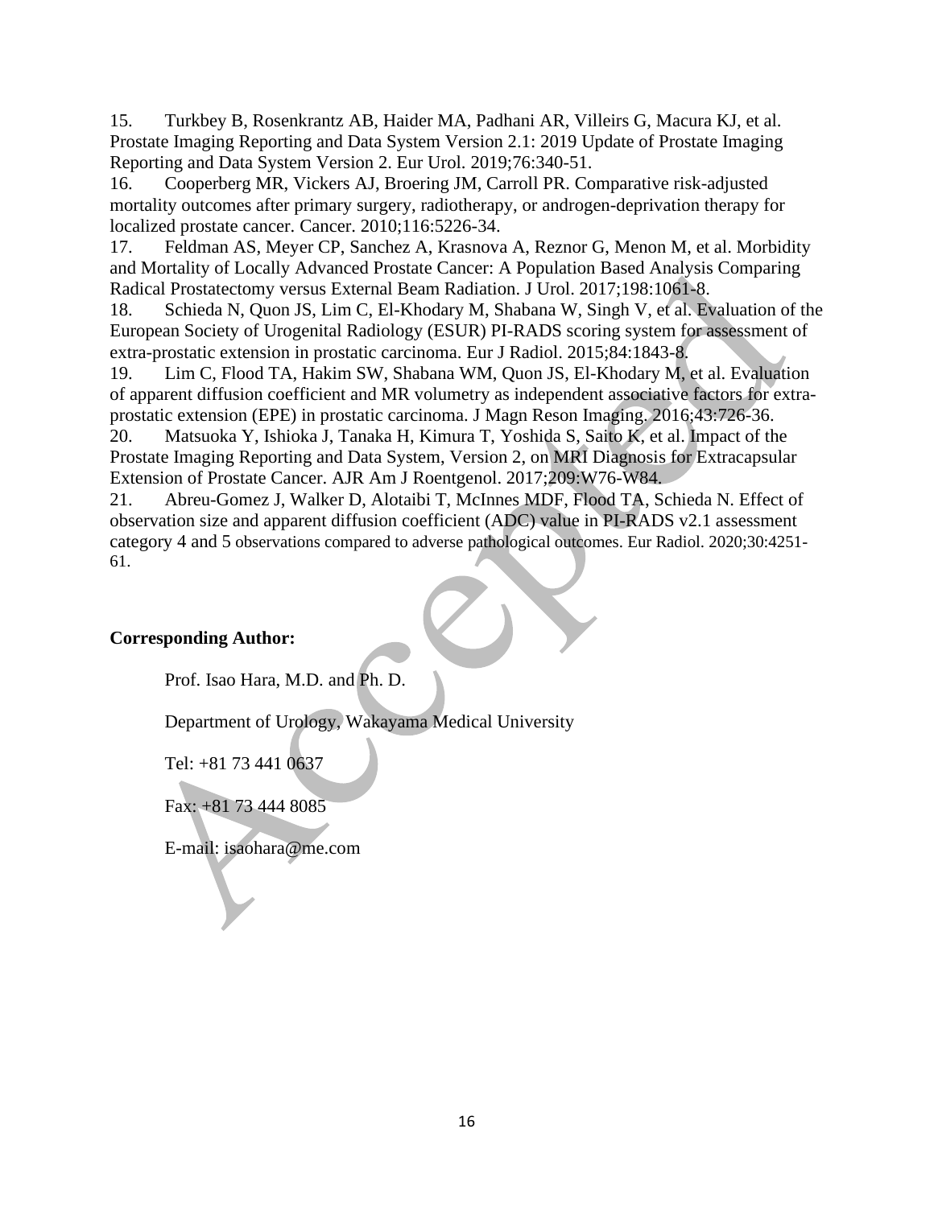15. Turkbey B, Rosenkrantz AB, Haider MA, Padhani AR, Villeirs G, Macura KJ, et al. Prostate Imaging Reporting and Data System Version 2.1: 2019 Update of Prostate Imaging Reporting and Data System Version 2. Eur Urol. 2019;76:340-51.
16. Cooperberg MR, Vickers AJ, Broering JM, Carroll PR. Comparative risk-adjusted mortality outcomes after primary surgery, radiotherapy, or androgen-deprivation therapy for localized prostate cancer. Cancer. 2010;116:5226-34.
17. Feldman AS, Meyer CP, Sanchez A, Krasnova A, Reznor G, Menon M, et al. Morbidity and Mortality of Locally Advanced Prostate Cancer: A Population Based Analysis Comparing Radical Prostatectomy versus External Beam Radiation. J Urol. 2017;198:1061-8.
18. Schieda N, Quon JS, Lim C, El-Khodary M, Shabana W, Singh V, et al. Evaluation of the European Society of Urogenital Radiology (ESUR) PI-RADS scoring system for assessment of extra-prostatic extension in prostatic carcinoma. Eur J Radiol. 2015;84:1843-8.
19. Lim C, Flood TA, Hakim SW, Shabana WM, Quon JS, El-Khodary M, et al. Evaluation of apparent diffusion coefficient and MR volumetry as independent associative factors for extra-prostatic extension (EPE) in prostatic carcinoma. J Magn Reson Imaging. 2016;43:726-36.
20. Matsuoka Y, Ishioka J, Tanaka H, Kimura T, Yoshida S, Saito K, et al. Impact of the Prostate Imaging Reporting and Data System, Version 2, on MRI Diagnosis for Extracapsular Extension of Prostate Cancer. AJR Am J Roentgenol. 2017;209:W76-W84.
21. Abreu-Gomez J, Walker D, Alotaibi T, McInnes MDF, Flood TA, Schieda N. Effect of observation size and apparent diffusion coefficient (ADC) value in PI-RADS v2.1 assessment category 4 and 5 observations compared to adverse pathological outcomes. Eur Radiol. 2020;30:4251-61.

**Corresponding Author:**

Prof. Isao Hara, M.D. and Ph. D.

Department of Urology, Wakayama Medical University

Tel: +81 73 441 0637

Fax: +81 73 444 8085

E-mail: isaohara@me.com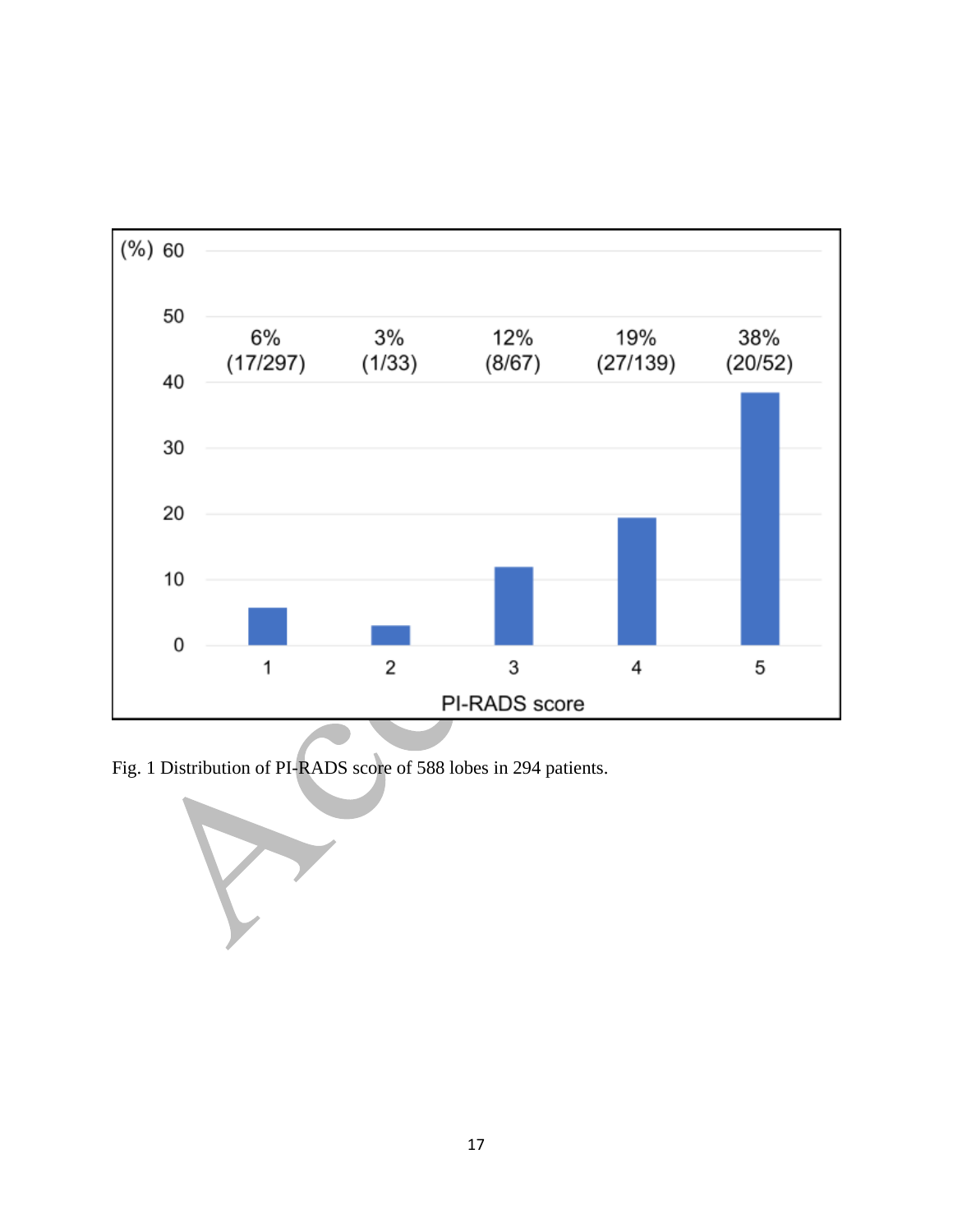Fig. 1 Distribution of PI-RADS score of 588 lobes in 294 patients.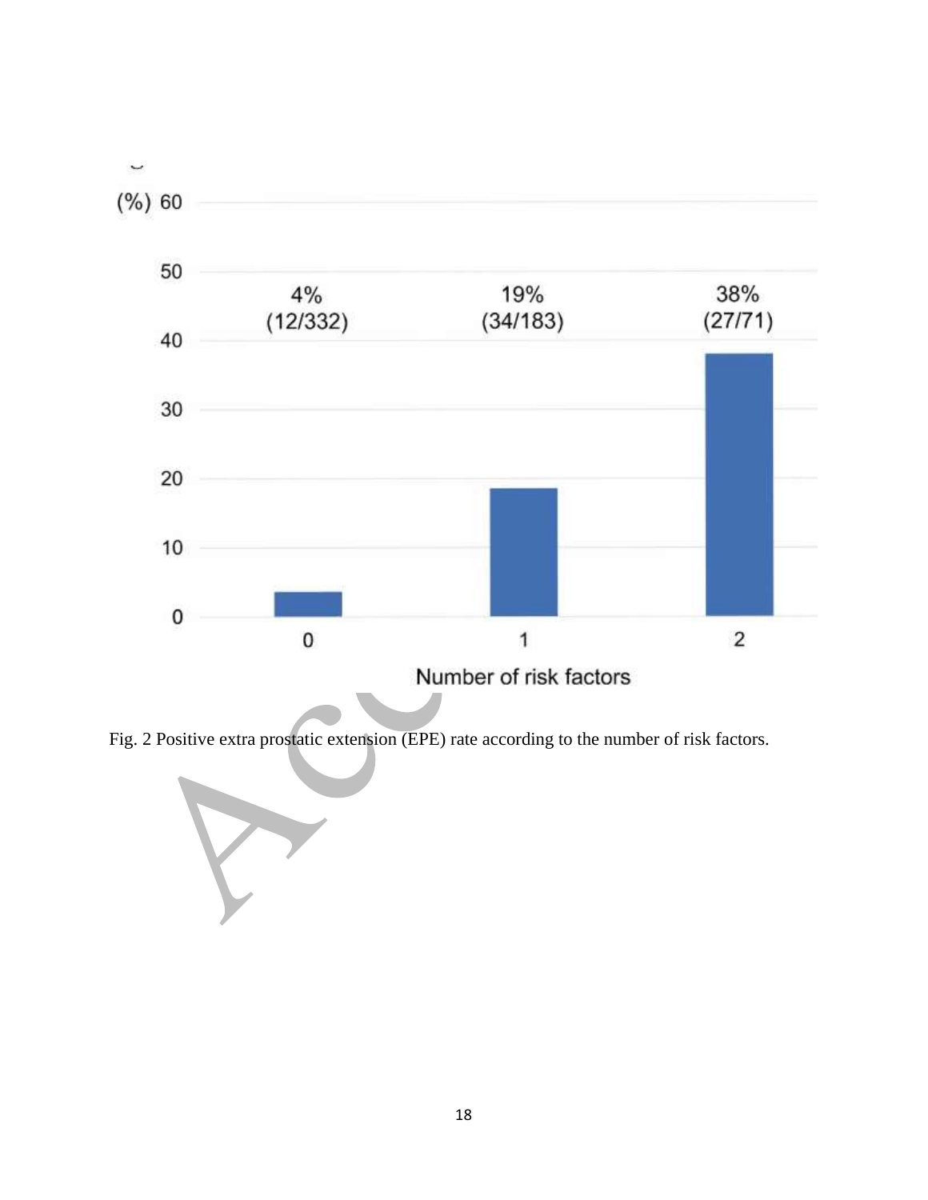(%) 60

50

40

30

20

10

0

4%
(12/332)

19%
(34/183)

38%
(27/71)

0

1

2

Number of risk factors

Fig. 2 Positive extra prostatic extension (EPE) rate according to the number of risk factors.